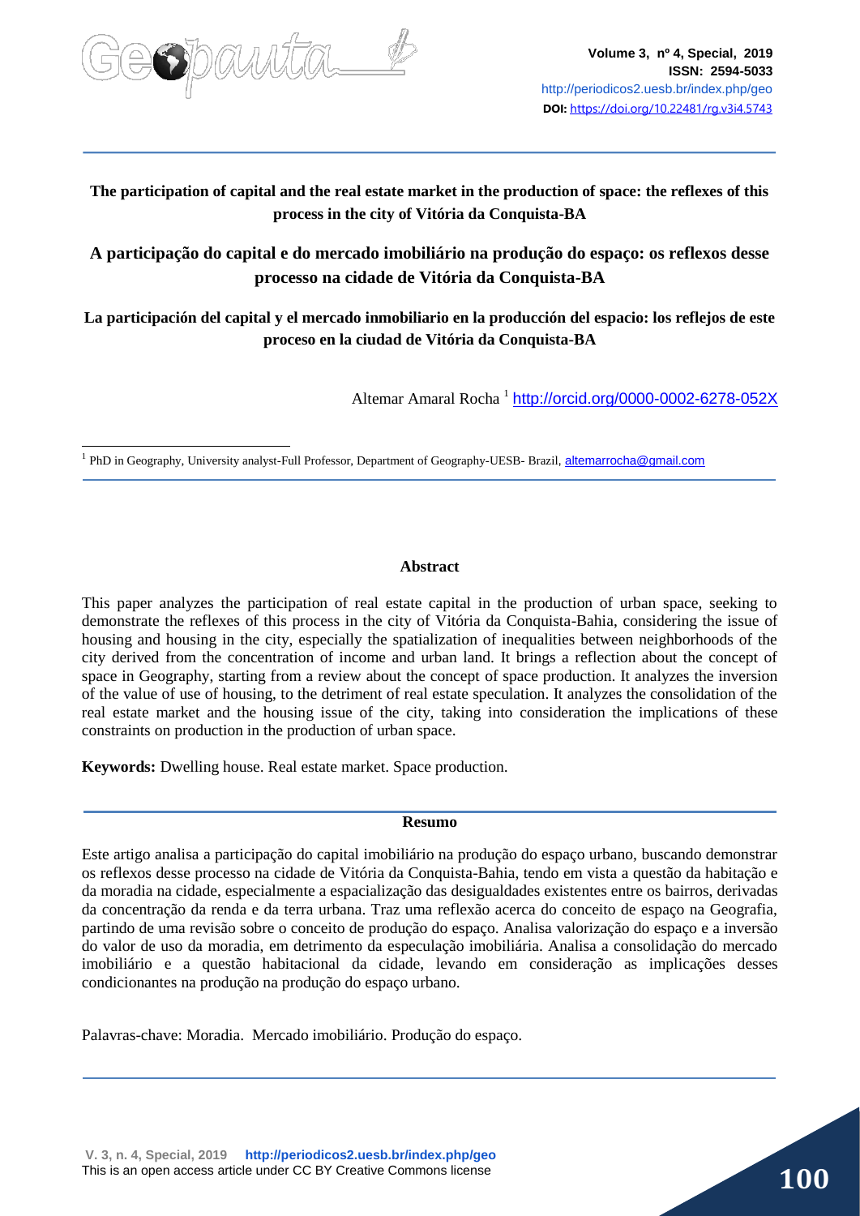# The participation of capital and the real estate market in the production of space: the reflexes of this process in the city of Vitória da Conquista-BA

# A participação do capital e do mercado imobiliário na produção do espaço: os reflexos desse processo na cidade de Vitória da Conquista-BA

# La participación del capital y el mercado inmobiliario en la producción del espacio: los reflejos de este proceso en la ciudad de Vitória da Conquista-BA

Altemar Amaral Rocha [1] http://orcid.org/0000-0002-6278-052X

[1] PhD in Geography, University analyst-Full Professor, Department of Geography-UESB- Brazil, altemarrocha@gmail.com

## Abstract

This paper analyzes the participation of real estate capital in the production of urban space, seeking to demonstrate the reflexes of this process in the city of Vitória da Conquista-Bahia, considering the issue of housing and housing in the city, especially the spatialization of inequalities between neighborhoods of the city derived from the concentration of income and urban land. It brings a reflection about the concept of space in Geography, starting from a review about the concept of space production. It analyzes the inversion of the value of use of housing, to the detriment of real estate speculation. It analyzes the consolidation of the real estate market and the housing issue of the city, taking into consideration the implications of these constraints on production in the production of urban space.

**Keywords:** Dwelling house. Real estate market. Space production.

## Resumo

Este artigo analisa a participação do capital imobiliário na produção do espaço urbano, buscando demonstrar os reflexos desse processo na cidade de Vitória da Conquista-Bahia, tendo em vista a questão da habitação e da moradia na cidade, especialmente a espacialização das desigualdades existentes entre os bairros, derivadas da concentração da renda e da terra urbana. Traz uma reflexão acerca do conceito de espaço na Geografia, partindo de uma revisão sobre o conceito de produção do espaço. Analisa valorização do espaço e a inversão do valor de uso da moradia, em detrimento da especulação imobiliária. Analisa a consolidação do mercado imobiliário e a questão habitacional da cidade, levando em consideração as implicações desses condicionantes na produção na produção do espaço urbano.

Palavras-chave: Moradia. Mercado imobiliário. Produção do espaço.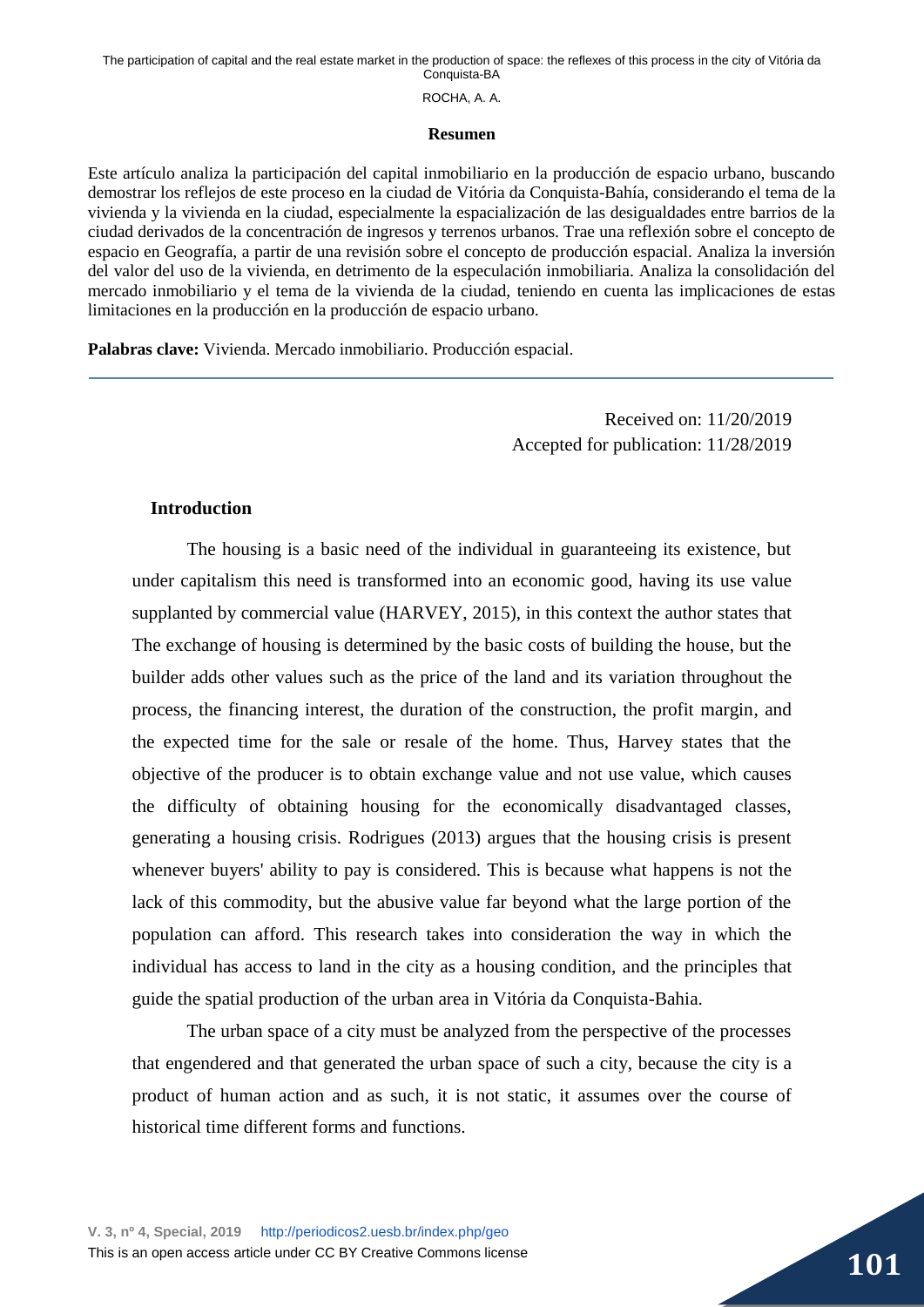## Resumen

Este artículo analiza la participación del capital inmobiliario en la producción de espacio urbano, buscando demostrar los reflejos de este proceso en la ciudad de Vitória da Conquista-Bahía, considerando el tema de la vivienda y la vivienda en la ciudad, especialmente la espacialización de las desigualdades entre barrios de la ciudad derivados de la concentración de ingresos y terrenos urbanos. Trae una reflexión sobre el concepto de espacio en Geografía, a partir de una revisión sobre el concepto de producción espacial. Analiza la inversión del valor del uso de la vivienda, en detrimento de la especulación inmobiliaria. Analiza la consolidación del mercado inmobiliario y el tema de la vivienda de la ciudad, teniendo en cuenta las implicaciones de estas limitaciones en la producción en la producción de espacio urbano.

**Palabras clave:** Vivienda. Mercado inmobiliario. Producción espacial.

---

Received on: 11/20/2019
Accepted for publication: 11/28/2019

## Introduction

The housing is a basic need of the individual in guaranteeing its existence, but under capitalism this need is transformed into an economic good, having its use value supplanted by commercial value (HARVEY, 2015), in this context the author states that The exchange of housing is determined by the basic costs of building the house, but the builder adds other values such as the price of the land and its variation throughout the process, the financing interest, the duration of the construction, the profit margin, and the expected time for the sale or resale of the home. Thus, Harvey states that the objective of the producer is to obtain exchange value and not use value, which causes the difficulty of obtaining housing for the economically disadvantaged classes, generating a housing crisis. Rodrigues (2013) argues that the housing crisis is present whenever buyers' ability to pay is considered. This is because what happens is not the lack of this commodity, but the abusive value far beyond what the large portion of the population can afford. This research takes into consideration the way in which the individual has access to land in the city as a housing condition, and the principles that guide the spatial production of the urban area in Vitória da Conquista-Bahia.

The urban space of a city must be analyzed from the perspective of the processes that engendered and that generated the urban space of such a city, because the city is a product of human action and as such, it is not static, it assumes over the course of historical time different forms and functions.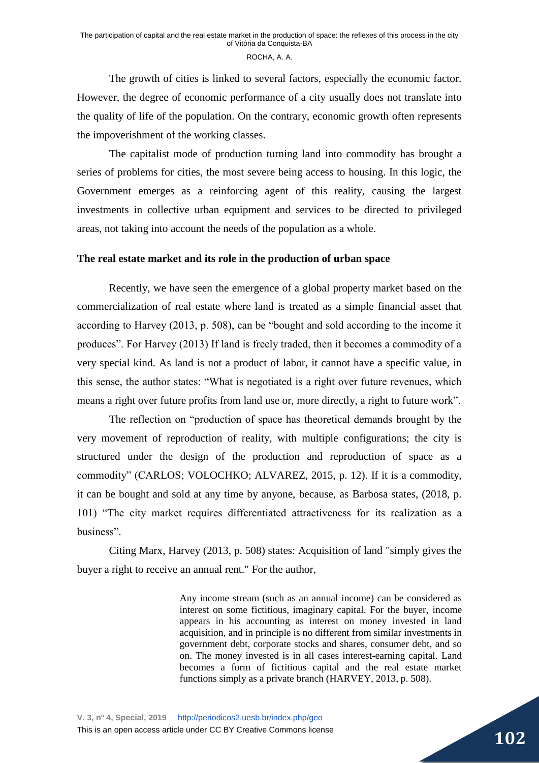The growth of cities is linked to several factors, especially the economic factor. However, the degree of economic performance of a city usually does not translate into the quality of life of the population. On the contrary, economic growth often represents the impoverishment of the working classes.

The capitalist mode of production turning land into commodity has brought a series of problems for cities, the most severe being access to housing. In this logic, the Government emerges as a reinforcing agent of this reality, causing the largest investments in collective urban equipment and services to be directed to privileged areas, not taking into account the needs of the population as a whole.

## The real estate market and its role in the production of urban space

Recently, we have seen the emergence of a global property market based on the commercialization of real estate where land is treated as a simple financial asset that according to Harvey (2013, p. 508), can be "bought and sold according to the income it produces". For Harvey (2013) If land is freely traded, then it becomes a commodity of a very special kind. As land is not a product of labor, it cannot have a specific value, in this sense, the author states: "What is negotiated is a right over future revenues, which means a right over future profits from land use or, more directly, a right to future work".

The reflection on "production of space has theoretical demands brought by the very movement of reproduction of reality, with multiple configurations; the city is structured under the design of the production and reproduction of space as a commodity" (CARLOS; VOLOCHKO; ALVAREZ, 2015, p. 12). If it is a commodity, it can be bought and sold at any time by anyone, because, as Barbosa states, (2018, p. 101) "The city market requires differentiated attractiveness for its realization as a business".

Citing Marx, Harvey (2013, p. 508) states: Acquisition of land "simply gives the buyer a right to receive an annual rent." For the author,

> Any income stream (such as an annual income) can be considered as interest on some fictitious, imaginary capital. For the buyer, income appears in his accounting as interest on money invested in land acquisition, and in principle is no different from similar investments in government debt, corporate stocks and shares, consumer debt, and so on. The money invested is in all cases interest-earning capital. Land becomes a form of fictitious capital and the real estate market functions simply as a private branch (HARVEY, 2013, p. 508).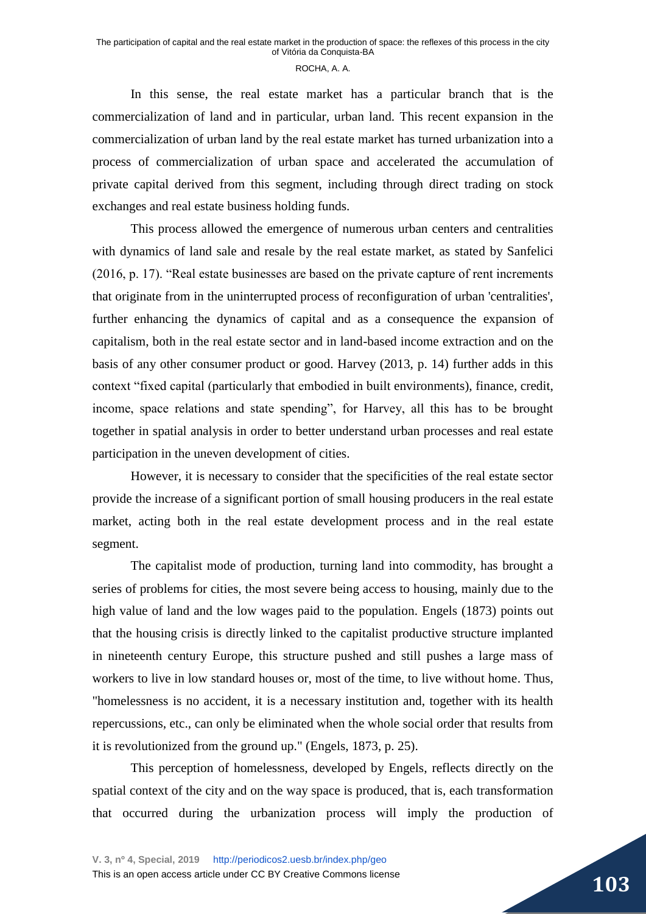In this sense, the real estate market has a particular branch that is the commercialization of land and in particular, urban land. This recent expansion in the commercialization of urban land by the real estate market has turned urbanization into a process of commercialization of urban space and accelerated the accumulation of private capital derived from this segment, including through direct trading on stock exchanges and real estate business holding funds.

This process allowed the emergence of numerous urban centers and centralities with dynamics of land sale and resale by the real estate market, as stated by Sanfelici (2016, p. 17). “Real estate businesses are based on the private capture of rent increments that originate from in the uninterrupted process of reconfiguration of urban 'centralities', further enhancing the dynamics of capital and as a consequence the expansion of capitalism, both in the real estate sector and in land-based income extraction and on the basis of any other consumer product or good. Harvey (2013, p. 14) further adds in this context “fixed capital (particularly that embodied in built environments), finance, credit, income, space relations and state spending”, for Harvey, all this has to be brought together in spatial analysis in order to better understand urban processes and real estate participation in the uneven development of cities.

However, it is necessary to consider that the specificities of the real estate sector provide the increase of a significant portion of small housing producers in the real estate market, acting both in the real estate development process and in the real estate segment.

The capitalist mode of production, turning land into commodity, has brought a series of problems for cities, the most severe being access to housing, mainly due to the high value of land and the low wages paid to the population. Engels (1873) points out that the housing crisis is directly linked to the capitalist productive structure implanted in nineteenth century Europe, this structure pushed and still pushes a large mass of workers to live in low standard houses or, most of the time, to live without home. Thus, "homelessness is no accident, it is a necessary institution and, together with its health repercussions, etc., can only be eliminated when the whole social order that results from it is revolutionized from the ground up." (Engels, 1873, p. 25).

This perception of homelessness, developed by Engels, reflects directly on the spatial context of the city and on the way space is produced, that is, each transformation that occurred during the urbanization process will imply the production of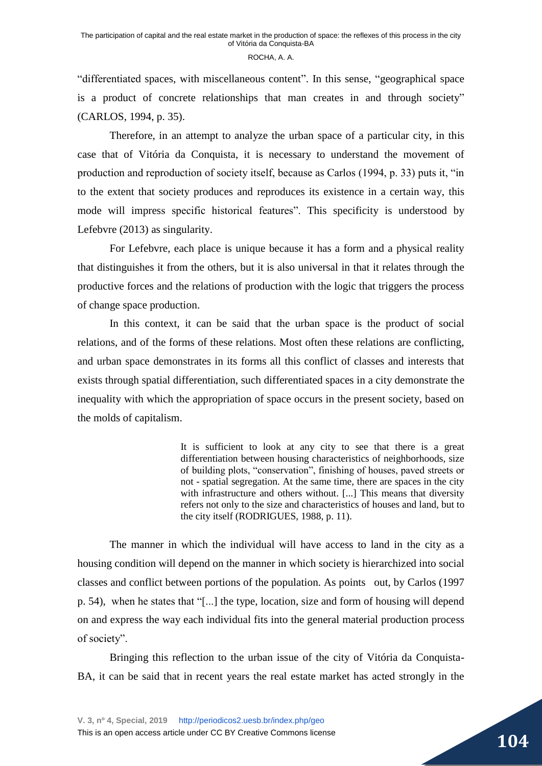"differentiated spaces, with miscellaneous content". In this sense, "geographical space is a product of concrete relationships that man creates in and through society" (CARLOS, 1994, p. 35).

Therefore, in an attempt to analyze the urban space of a particular city, in this case that of Vitória da Conquista, it is necessary to understand the movement of production and reproduction of society itself, because as Carlos (1994, p. 33) puts it, "in to the extent that society produces and reproduces its existence in a certain way, this mode will impress specific historical features". This specificity is understood by Lefebvre (2013) as singularity.

For Lefebvre, each place is unique because it has a form and a physical reality that distinguishes it from the others, but it is also universal in that it relates through the productive forces and the relations of production with the logic that triggers the process of change space production.

In this context, it can be said that the urban space is the product of social relations, and of the forms of these relations. Most often these relations are conflicting, and urban space demonstrates in its forms all this conflict of classes and interests that exists through spatial differentiation, such differentiated spaces in a city demonstrate the inequality with which the appropriation of space occurs in the present society, based on the molds of capitalism.

> It is sufficient to look at any city to see that there is a great differentiation between housing characteristics of neighborhoods, size of building plots, "conservation", finishing of houses, paved streets or not - spatial segregation. At the same time, there are spaces in the city with infrastructure and others without. [...] This means that diversity refers not only to the size and characteristics of houses and land, but to the city itself (RODRIGUES, 1988, p. 11).

The manner in which the individual will have access to land in the city as a housing condition will depend on the manner in which society is hierarchized into social classes and conflict between portions of the population. As points out, by Carlos (1997 p. 54), when he states that "[...] the type, location, size and form of housing will depend on and express the way each individual fits into the general material production process of society".

Bringing this reflection to the urban issue of the city of Vitória da Conquista-BA, it can be said that in recent years the real estate market has acted strongly in the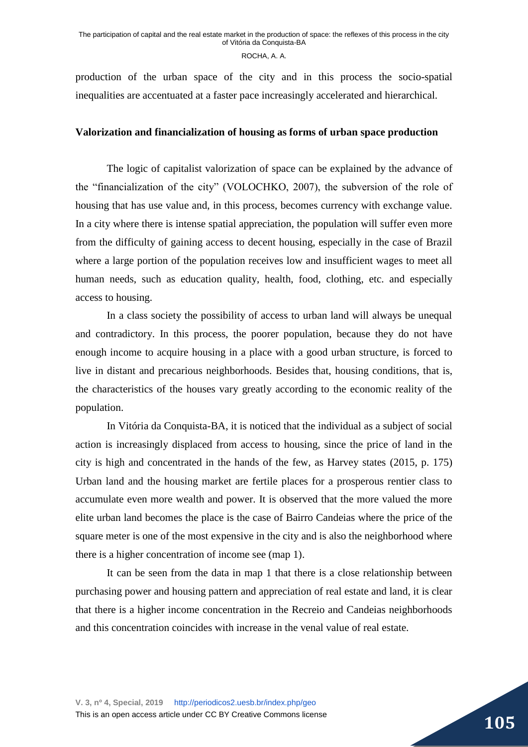production of the urban space of the city and in this process the socio-spatial inequalities are accentuated at a faster pace increasingly accelerated and hierarchical.

## Valorization and financialization of housing as forms of urban space production

The logic of capitalist valorization of space can be explained by the advance of the "financialization of the city" (VOLOCHKO, 2007), the subversion of the role of housing that has use value and, in this process, becomes currency with exchange value. In a city where there is intense spatial appreciation, the population will suffer even more from the difficulty of gaining access to decent housing, especially in the case of Brazil where a large portion of the population receives low and insufficient wages to meet all human needs, such as education quality, health, food, clothing, etc. and especially access to housing.

In a class society the possibility of access to urban land will always be unequal and contradictory. In this process, the poorer population, because they do not have enough income to acquire housing in a place with a good urban structure, is forced to live in distant and precarious neighborhoods. Besides that, housing conditions, that is, the characteristics of the houses vary greatly according to the economic reality of the population.

In Vitória da Conquista-BA, it is noticed that the individual as a subject of social action is increasingly displaced from access to housing, since the price of land in the city is high and concentrated in the hands of the few, as Harvey states (2015, p. 175) Urban land and the housing market are fertile places for a prosperous rentier class to accumulate even more wealth and power. It is observed that the more valued the more elite urban land becomes the place is the case of Bairro Candeias where the price of the square meter is one of the most expensive in the city and is also the neighborhood where there is a higher concentration of income see (map 1).

It can be seen from the data in map 1 that there is a close relationship between purchasing power and housing pattern and appreciation of real estate and land, it is clear that there is a higher income concentration in the Recreio and Candeias neighborhoods and this concentration coincides with increase in the venal value of real estate.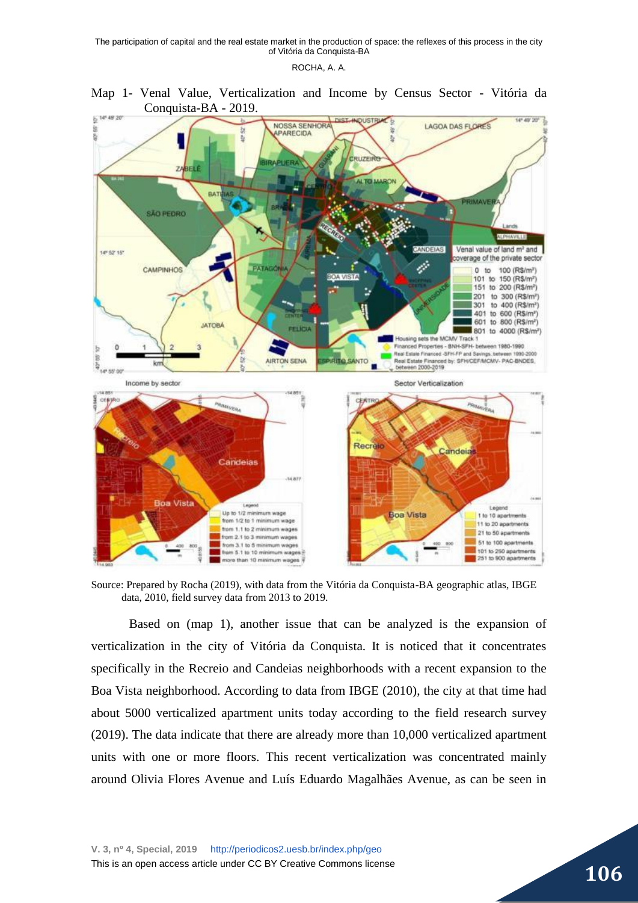Map 1- Venal Value, Verticalization and Income by Census Sector - Vitória da Conquista-BA - 2019.

NOSSA SENHORA APARECIDA
DIST. INDUSTRIAL
LAGOA DAS FLORES
ZABELÊ
IBIRAPUERA
GUARANI
CRUZEIRO
ALTO MARON
BATEIAS
SÃO PEDRO
BRASIL
CENTRO
PRIMAVERA
RECREIO
ALPHAVILLE
CANDEIAS
CAMPINHOS
PATAGÔNIA
BOA VISTA
JATOBÁ
FELÍCIA
UNIVERSIDADE
AIRTON SENA
ESPÍRITO SANTO

Venal value of land m² and coverage of the private sector
0 to 100 (R$/m²)
101 to 150 (R$/m²)
151 to 200 (R$/m²)
201 to 300 (R$/m²)
301 to 400 (R$/m²)
401 to 600 (R$/m²)
601 to 800 (R$/m²)
801 to 4000 (R$/m²)
Housing sets the MCMV Track 1
Financed Properties - BNH-SFH- between 1980-1990
Real Estate Financed -SFH-FP and Savings, between 1990-2000
Real Estate Financed by: SFH/CEF/MCMV- PAC-BNDES, between 2000-2019

Income by sector
Legend
Up to 1/2 minimum wage
from 1/2 to 1 minimum wage
from 1.1 to 2 minimum wages
from 2.1 to 3 minimum wages
from 3.1 to 5 minimum wages
from 5.1 to 10 minimum wages
more than 10 minimum wages

Sector Verticalization
Legend
1 to 10 apartments
11 to 20 apartments
21 to 50 apartments
51 to 100 apartments
101 to 250 apartments
251 to 900 apartments

Source: Prepared by Rocha (2019), with data from the Vitória da Conquista-BA geographic atlas, IBGE data, 2010, field survey data from 2013 to 2019.

Based on (map 1), another issue that can be analyzed is the expansion of verticalization in the city of Vitória da Conquista. It is noticed that it concentrates specifically in the Recreio and Candeias neighborhoods with a recent expansion to the Boa Vista neighborhood. According to data from IBGE (2010), the city at that time had about 5000 verticalized apartment units today according to the field research survey (2019). The data indicate that there are already more than 10,000 verticalized apartment units with one or more floors. This recent verticalization was concentrated mainly around Olivia Flores Avenue and Luís Eduardo Magalhães Avenue, as can be seen in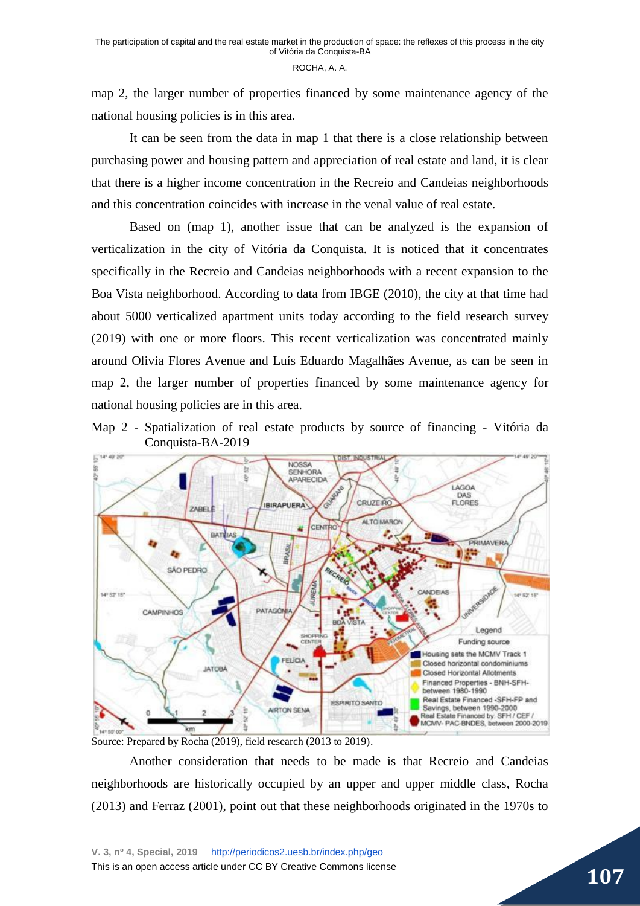map 2, the larger number of properties financed by some maintenance agency of the national housing policies is in this area.

It can be seen from the data in map 1 that there is a close relationship between purchasing power and housing pattern and appreciation of real estate and land, it is clear that there is a higher income concentration in the Recreio and Candeias neighborhoods and this concentration coincides with increase in the venal value of real estate.

Based on (map 1), another issue that can be analyzed is the expansion of verticalization in the city of Vitória da Conquista. It is noticed that it concentrates specifically in the Recreio and Candeias neighborhoods with a recent expansion to the Boa Vista neighborhood. According to data from IBGE (2010), the city at that time had about 5000 verticalized apartment units today according to the field research survey (2019) with one or more floors. This recent verticalization was concentrated mainly around Olivia Flores Avenue and Luís Eduardo Magalhães Avenue, as can be seen in map 2, the larger number of properties financed by some maintenance agency for national housing policies are in this area.

Map 2 - Spatialization of real estate products by source of financing - Vitória da Conquista-BA-2019

NOSSA SENHORA APARECIDA
DIST. INDUSTRIAL
LAGOA DAS FLORES
IBIRAPUERA
GUARANI
CRUZEIRO
ZABELÊ
ALTO MARON
CENTRO
BATEIAS
PRIMAVERA
SÃO PEDRO
BRASIL
RECREIO
CANDEIAS
UNIVERSIDADE
CAMPINHOS
PATAGÔNIA
JUREMA
BOA VISTA
SHOPPING CENTER
PERIMETRAL
FELÍCIA
JATOBÁ
AIRTON SENA
ESPÍRITO SANTO

Legend
Funding source
Housing sets the MCMV Track 1
Closed horizontal condominiums
Closed Horizontal Allotments
Financed Properties - BNH-SFH- between 1980-1990
Real Estate Financed -SFH-FP and Savings, between 1990-2000
Real Estate Financed by: SFH / CEF / MCMV- PAC-BNDES, between 2000-2019

0 1 2 3
km

Source: Prepared by Rocha (2019), field research (2013 to 2019).

Another consideration that needs to be made is that Recreio and Candeias neighborhoods are historically occupied by an upper and upper middle class, Rocha (2013) and Ferraz (2001), point out that these neighborhoods originated in the 1970s to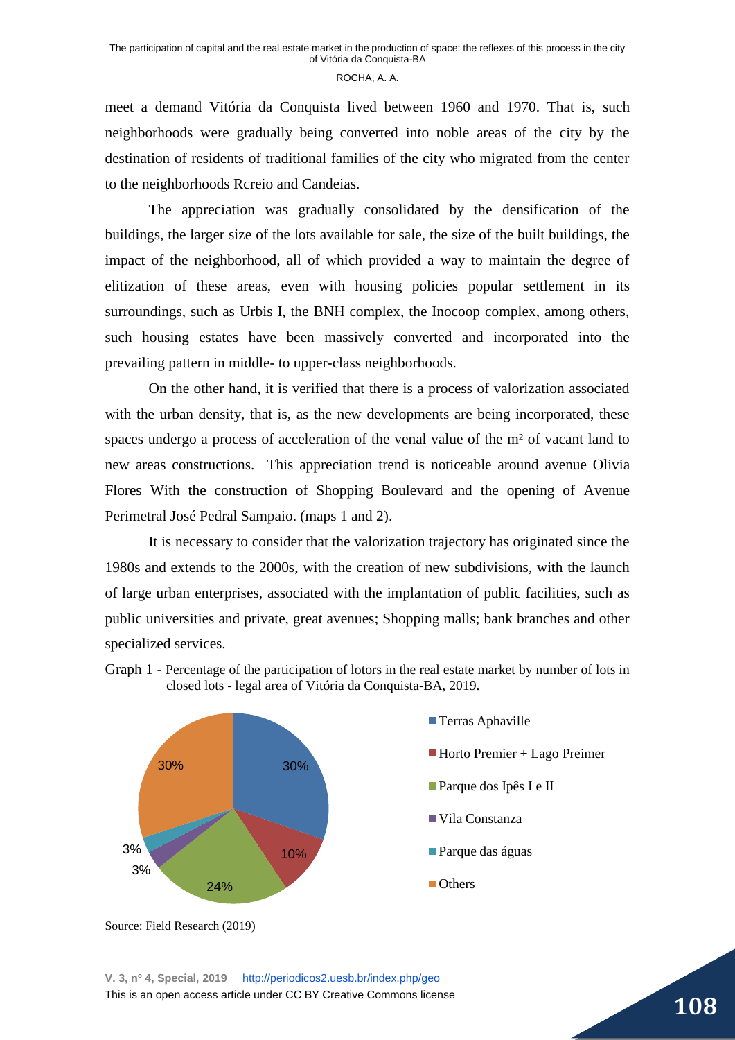meet a demand Vitória da Conquista lived between 1960 and 1970. That is, such neighborhoods were gradually being converted into noble areas of the city by the destination of residents of traditional families of the city who migrated from the center to the neighborhoods Rcreio and Candeias.

The appreciation was gradually consolidated by the densification of the buildings, the larger size of the lots available for sale, the size of the built buildings, the impact of the neighborhood, all of which provided a way to maintain the degree of elitization of these areas, even with housing policies popular settlement in its surroundings, such as Urbis I, the BNH complex, the Inocoop complex, among others, such housing estates have been massively converted and incorporated into the prevailing pattern in middle- to upper-class neighborhoods.

On the other hand, it is verified that there is a process of valorization associated with the urban density, that is, as the new developments are being incorporated, these spaces undergo a process of acceleration of the venal value of the m² of vacant land to new areas constructions. This appreciation trend is noticeable around avenue Olivia Flores With the construction of Shopping Boulevard and the opening of Avenue Perimetral José Pedral Sampaio. (maps 1 and 2).

It is necessary to consider that the valorization trajectory has originated since the 1980s and extends to the 2000s, with the creation of new subdivisions, with the launch of large urban enterprises, associated with the implantation of public facilities, such as public universities and private, great avenues; Shopping malls; bank branches and other specialized services.

Graph 1 - Percentage of the participation of lotors in the real estate market by number of lots in closed lots - legal area of Vitória da Conquista-BA, 2019.

30%
10%
24%
3%
3%
30%

Terras Aphaville
Horto Premier + Lago Preimer
Parque dos Ipês I e II
Vila Constanza
Parque das águas
Others

Source: Field Research (2019)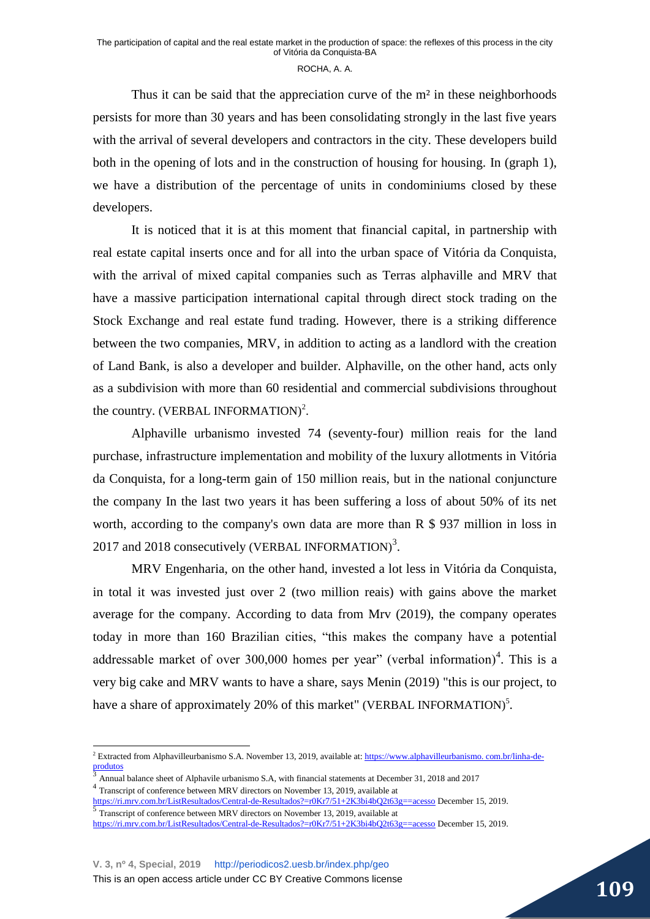Thus it can be said that the appreciation curve of the m² in these neighborhoods persists for more than 30 years and has been consolidating strongly in the last five years with the arrival of several developers and contractors in the city. These developers build both in the opening of lots and in the construction of housing for housing. In (graph 1), we have a distribution of the percentage of units in condominiums closed by these developers.

It is noticed that it is at this moment that financial capital, in partnership with real estate capital inserts once and for all into the urban space of Vitória da Conquista, with the arrival of mixed capital companies such as Terras alphaville and MRV that have a massive participation international capital through direct stock trading on the Stock Exchange and real estate fund trading. However, there is a striking difference between the two companies, MRV, in addition to acting as a landlord with the creation of Land Bank, is also a developer and builder. Alphaville, on the other hand, acts only as a subdivision with more than 60 residential and commercial subdivisions throughout the country. (VERBAL INFORMATION)[2].

Alphaville urbanismo invested 74 (seventy-four) million reais for the land purchase, infrastructure implementation and mobility of the luxury allotments in Vitória da Conquista, for a long-term gain of 150 million reais, but in the national conjuncture the company In the last two years it has been suffering a loss of about 50% of its net worth, according to the company's own data are more than R $ 937 million in loss in 2017 and 2018 consecutively (VERBAL INFORMATION)[3].

MRV Engenharia, on the other hand, invested a lot less in Vitória da Conquista, in total it was invested just over 2 (two million reais) with gains above the market average for the company. According to data from Mrv (2019), the company operates today in more than 160 Brazilian cities, "this makes the company have a potential addressable market of over 300,000 homes per year" (verbal information)[4]. This is a very big cake and MRV wants to have a share, says Menin (2019) "this is our project, to have a share of approximately 20% of this market" (VERBAL INFORMATION)[5].

---

[2] Extracted from Alphavilleurbanismo S.A. November 13, 2019, available at: https://www.alphavilleurbanismo. com.br/linha-de-produtos

[3] Annual balance sheet of Alphavile urbanismo S.A, with financial statements at December 31, 2018 and 2017

[4] Transcript of conference between MRV directors on November 13, 2019, available at https://ri.mrv.com.br/ListResultados/Central-de-Resultados?=r0Kr7/51+2K3bi4bQ2t63g==acesso December 15, 2019.

[5] Transcript of conference between MRV directors on November 13, 2019, available at https://ri.mrv.com.br/ListResultados/Central-de-Resultados?=r0Kr7/51+2K3bi4bQ2t63g==acesso December 15, 2019.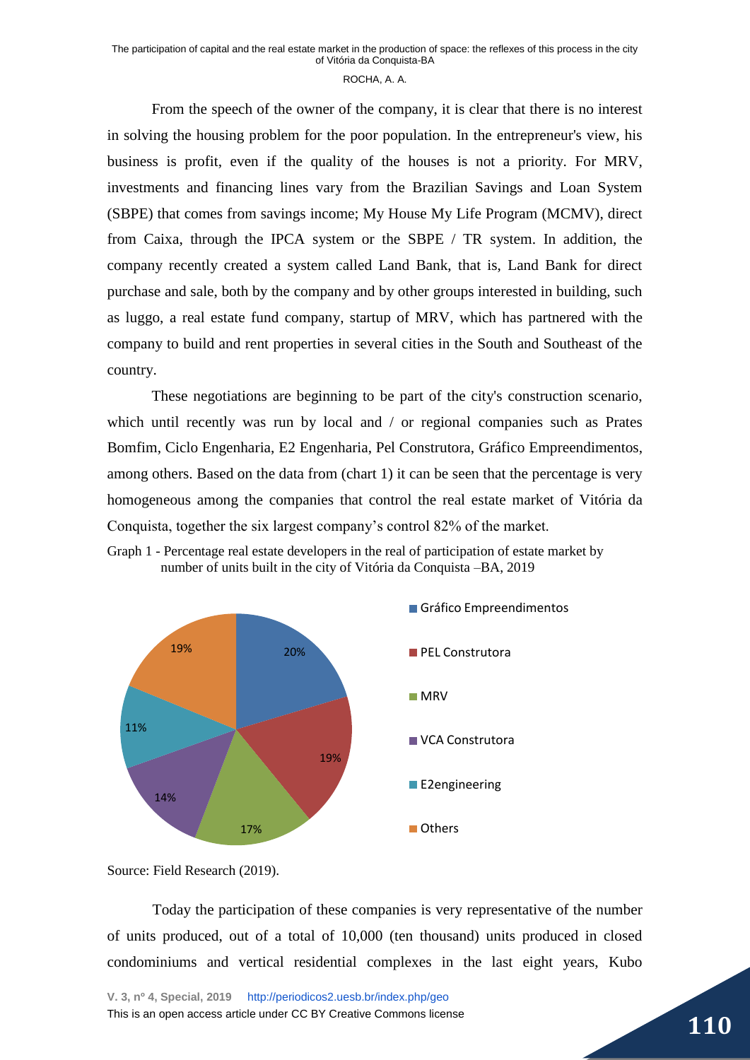From the speech of the owner of the company, it is clear that there is no interest in solving the housing problem for the poor population. In the entrepreneur's view, his business is profit, even if the quality of the houses is not a priority. For MRV, investments and financing lines vary from the Brazilian Savings and Loan System (SBPE) that comes from savings income; My House My Life Program (MCMV), direct from Caixa, through the IPCA system or the SBPE / TR system. In addition, the company recently created a system called Land Bank, that is, Land Bank for direct purchase and sale, both by the company and by other groups interested in building, such as luggo, a real estate fund company, startup of MRV, which has partnered with the company to build and rent properties in several cities in the South and Southeast of the country.

These negotiations are beginning to be part of the city's construction scenario, which until recently was run by local and / or regional companies such as Prates Bomfim, Ciclo Engenharia, E2 Engenharia, Pel Construtora, Gráfico Empreendimentos, among others. Based on the data from (chart 1) it can be seen that the percentage is very homogeneous among the companies that control the real estate market of Vitória da Conquista, together the six largest company's control 82% of the market.

Graph 1 - Percentage real estate developers in the real of participation of estate market by number of units built in the city of Vitória da Conquista –BA, 2019

20%
19%
17%
14%
11%
19%

Gráfico Empreendimentos
PEL Construtora
MRV
VCA Construtora
E2engineering
Others

Source: Field Research (2019).

Today the participation of these companies is very representative of the number of units produced, out of a total of 10,000 (ten thousand) units produced in closed condominiums and vertical residential complexes in the last eight years, Kubo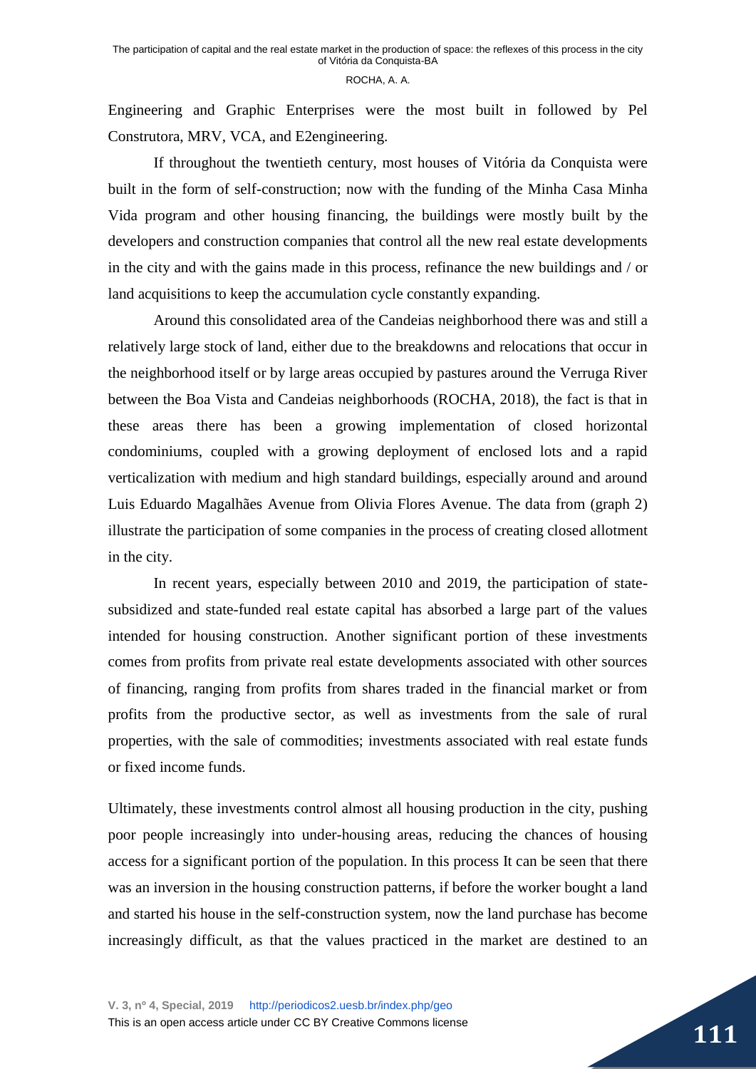Engineering and Graphic Enterprises were the most built in followed by Pel Construtora, MRV, VCA, and E2engineering.

If throughout the twentieth century, most houses of Vitória da Conquista were built in the form of self-construction; now with the funding of the Minha Casa Minha Vida program and other housing financing, the buildings were mostly built by the developers and construction companies that control all the new real estate developments in the city and with the gains made in this process, refinance the new buildings and / or land acquisitions to keep the accumulation cycle constantly expanding.

Around this consolidated area of the Candeias neighborhood there was and still a relatively large stock of land, either due to the breakdowns and relocations that occur in the neighborhood itself or by large areas occupied by pastures around the Verruga River between the Boa Vista and Candeias neighborhoods (ROCHA, 2018), the fact is that in these areas there has been a growing implementation of closed horizontal condominiums, coupled with a growing deployment of enclosed lots and a rapid verticalization with medium and high standard buildings, especially around and around Luis Eduardo Magalhães Avenue from Olivia Flores Avenue. The data from (graph 2) illustrate the participation of some companies in the process of creating closed allotment in the city.

In recent years, especially between 2010 and 2019, the participation of state-subsidized and state-funded real estate capital has absorbed a large part of the values intended for housing construction. Another significant portion of these investments comes from profits from private real estate developments associated with other sources of financing, ranging from profits from shares traded in the financial market or from profits from the productive sector, as well as investments from the sale of rural properties, with the sale of commodities; investments associated with real estate funds or fixed income funds.

Ultimately, these investments control almost all housing production in the city, pushing poor people increasingly into under-housing areas, reducing the chances of housing access for a significant portion of the population. In this process It can be seen that there was an inversion in the housing construction patterns, if before the worker bought a land and started his house in the self-construction system, now the land purchase has become increasingly difficult, as that the values practiced in the market are destined to an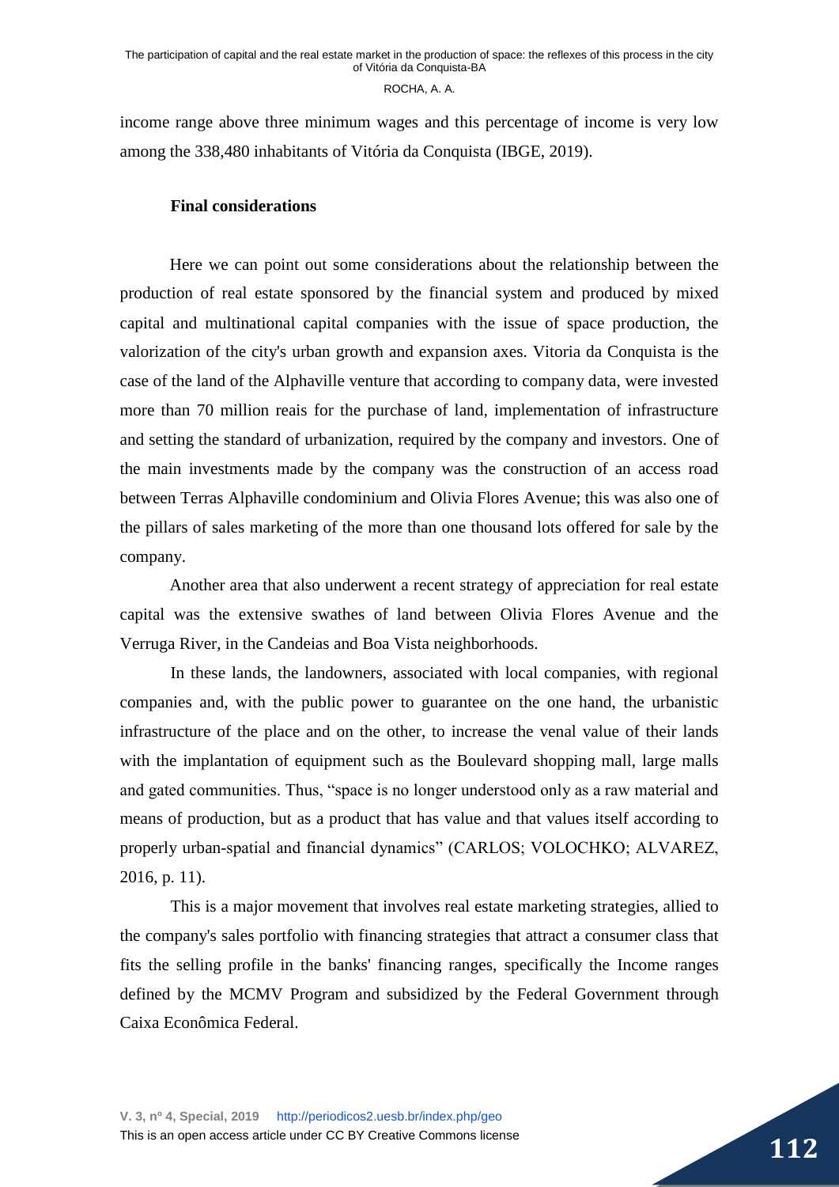income range above three minimum wages and this percentage of income is very low among the 338,480 inhabitants of Vitória da Conquista (IBGE, 2019).

## Final considerations

Here we can point out some considerations about the relationship between the production of real estate sponsored by the financial system and produced by mixed capital and multinational capital companies with the issue of space production, the valorization of the city's urban growth and expansion axes. Vitoria da Conquista is the case of the land of the Alphaville venture that according to company data, were invested more than 70 million reais for the purchase of land, implementation of infrastructure and setting the standard of urbanization, required by the company and investors. One of the main investments made by the company was the construction of an access road between Terras Alphaville condominium and Olivia Flores Avenue; this was also one of the pillars of sales marketing of the more than one thousand lots offered for sale by the company.

Another area that also underwent a recent strategy of appreciation for real estate capital was the extensive swathes of land between Olivia Flores Avenue and the Verruga River, in the Candeias and Boa Vista neighborhoods.

In these lands, the landowners, associated with local companies, with regional companies and, with the public power to guarantee on the one hand, the urbanistic infrastructure of the place and on the other, to increase the venal value of their lands with the implantation of equipment such as the Boulevard shopping mall, large malls and gated communities. Thus, "space is no longer understood only as a raw material and means of production, but as a product that has value and that values itself according to properly urban-spatial and financial dynamics" (CARLOS; VOLOCHKO; ALVAREZ, 2016, p. 11).

This is a major movement that involves real estate marketing strategies, allied to the company's sales portfolio with financing strategies that attract a consumer class that fits the selling profile in the banks' financing ranges, specifically the Income ranges defined by the MCMV Program and subsidized by the Federal Government through Caixa Econômica Federal.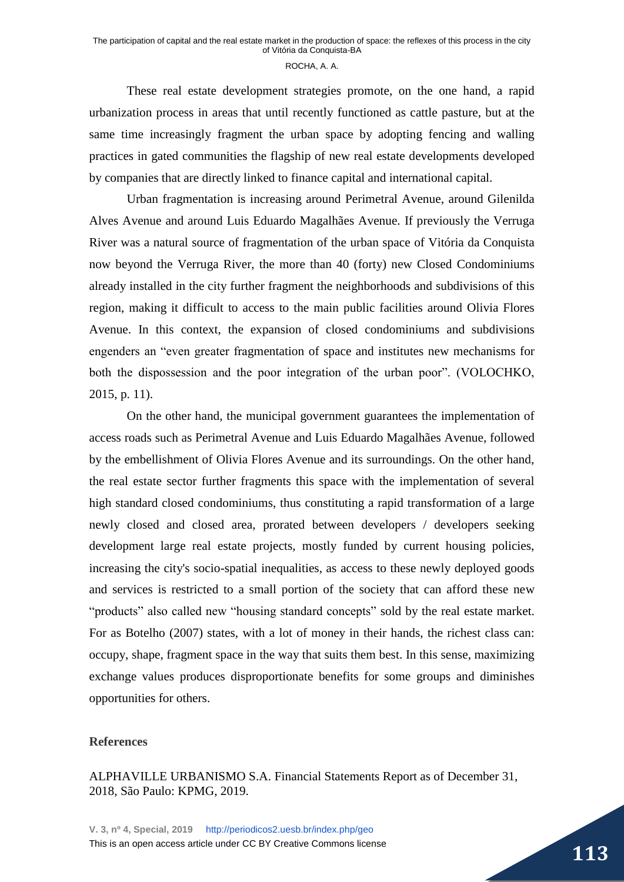These real estate development strategies promote, on the one hand, a rapid urbanization process in areas that until recently functioned as cattle pasture, but at the same time increasingly fragment the urban space by adopting fencing and walling practices in gated communities the flagship of new real estate developments developed by companies that are directly linked to finance capital and international capital.

Urban fragmentation is increasing around Perimetral Avenue, around Gilenilda Alves Avenue and around Luis Eduardo Magalhães Avenue. If previously the Verruga River was a natural source of fragmentation of the urban space of Vitória da Conquista now beyond the Verruga River, the more than 40 (forty) new Closed Condominiums already installed in the city further fragment the neighborhoods and subdivisions of this region, making it difficult to access to the main public facilities around Olivia Flores Avenue. In this context, the expansion of closed condominiums and subdivisions engenders an "even greater fragmentation of space and institutes new mechanisms for both the dispossession and the poor integration of the urban poor". (VOLOCHKO, 2015, p. 11).

On the other hand, the municipal government guarantees the implementation of access roads such as Perimetral Avenue and Luis Eduardo Magalhães Avenue, followed by the embellishment of Olivia Flores Avenue and its surroundings. On the other hand, the real estate sector further fragments this space with the implementation of several high standard closed condominiums, thus constituting a rapid transformation of a large newly closed and closed area, prorated between developers / developers seeking development large real estate projects, mostly funded by current housing policies, increasing the city's socio-spatial inequalities, as access to these newly deployed goods and services is restricted to a small portion of the society that can afford these new "products" also called new "housing standard concepts" sold by the real estate market. For as Botelho (2007) states, with a lot of money in their hands, the richest class can: occupy, shape, fragment space in the way that suits them best. In this sense, maximizing exchange values produces disproportionate benefits for some groups and diminishes opportunities for others.

## References

ALPHAVILLE URBANISMO S.A. Financial Statements Report as of December 31, 2018, São Paulo: KPMG, 2019.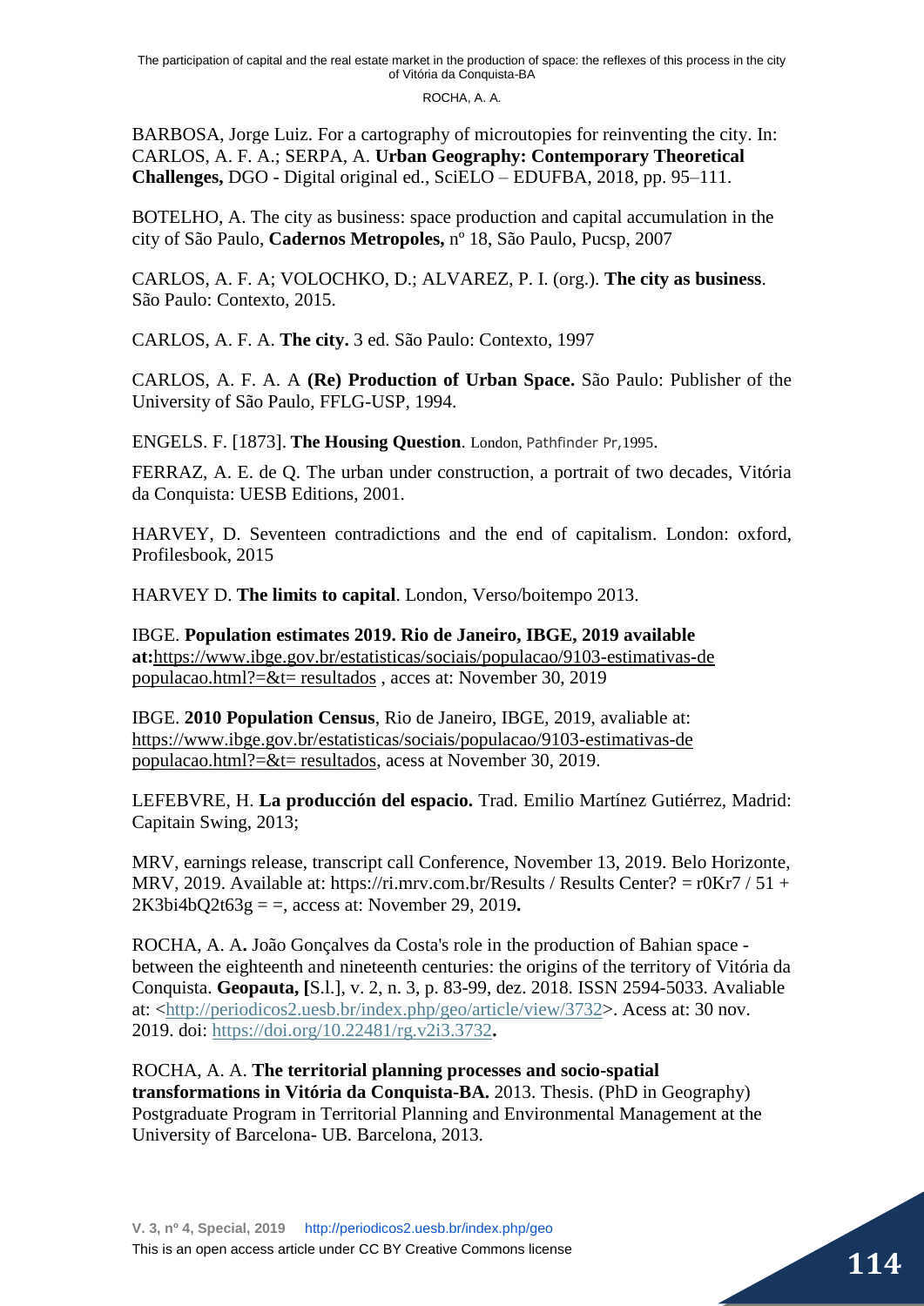BARBOSA, Jorge Luiz. For a cartography of microutopies for reinventing the city. In: CARLOS, A. F. A.; SERPA, A. **Urban Geography: Contemporary Theoretical Challenges,** DGO - Digital original ed., SciELO – EDUFBA, 2018, pp. 95–111.

BOTELHO, A. The city as business: space production and capital accumulation in the city of São Paulo, **Cadernos Metropoles,** nº 18, São Paulo, Pucsp, 2007

CARLOS, A. F. A; VOLOCHKO, D.; ALVAREZ, P. I. (org.). **The city as business**. São Paulo: Contexto, 2015.

CARLOS, A. F. A. **The city.** 3 ed. São Paulo: Contexto, 1997

CARLOS, A. F. A. A **(Re) Production of Urban Space.** São Paulo: Publisher of the University of São Paulo, FFLG-USP, 1994.

ENGELS. F. [1873]. **The Housing Question**. London, Pathfinder Pr,1995.

FERRAZ, A. E. de Q. The urban under construction, a portrait of two decades, Vitória da Conquista: UESB Editions, 2001.

HARVEY, D. Seventeen contradictions and the end of capitalism. London: oxford, Profilesbook, 2015

HARVEY D. **The limits to capital**. London, Verso/boitempo 2013.

IBGE. **Population estimates 2019. Rio de Janeiro, IBGE, 2019 available at:**https://www.ibge.gov.br/estatisticas/sociais/populacao/9103-estimativas-de populacao.html?=&t= resultados , acces at: November 30, 2019

IBGE. **2010 Population Census**, Rio de Janeiro, IBGE, 2019, avaliable at: https://www.ibge.gov.br/estatisticas/sociais/populacao/9103-estimativas-de populacao.html?=&t= resultados, acess at November 30, 2019.

LEFEBVRE, H. **La producción del espacio.** Trad. Emilio Martínez Gutiérrez, Madrid: Capitain Swing, 2013;

MRV, earnings release, transcript call Conference, November 13, 2019. Belo Horizonte, MRV, 2019. Available at: https://ri.mrv.com.br/Results / Results Center? = r0Kr7 / 51 + 2K3bi4bQ2t63g = =, access at: November 29, 2019**.**

ROCHA, A. A**.** João Gonçalves da Costa's role in the production of Bahian space - between the eighteenth and nineteenth centuries: the origins of the territory of Vitória da Conquista. **Geopauta, [**S.l.], v. 2, n. 3, p. 83-99, dez. 2018. ISSN 2594-5033. Avaliable at: <http://periodicos2.uesb.br/index.php/geo/article/view/3732>. Acess at: 30 nov. 2019. doi: https://doi.org/10.22481/rg.v2i3.3732**.**

ROCHA, A. A. **The territorial planning processes and socio-spatial transformations in Vitória da Conquista-BA.** 2013. Thesis. (PhD in Geography) Postgraduate Program in Territorial Planning and Environmental Management at the University of Barcelona- UB. Barcelona, 2013.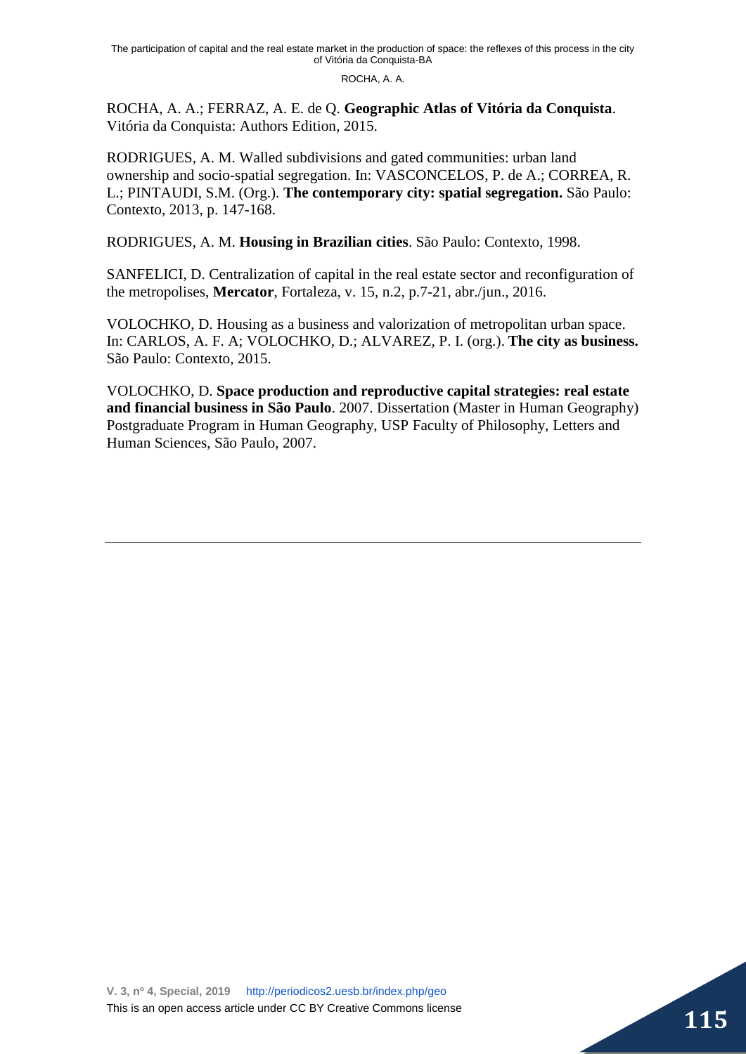ROCHA, A. A.; FERRAZ, A. E. de Q. **Geographic Atlas of Vitória da Conquista**. Vitória da Conquista: Authors Edition, 2015.

RODRIGUES, A. M. Walled subdivisions and gated communities: urban land ownership and socio-spatial segregation. In: VASCONCELOS, P. de A.; CORREA, R. L.; PINTAUDI, S.M. (Org.). **The contemporary city: spatial segregation.** São Paulo: Contexto, 2013, p. 147-168.

RODRIGUES, A. M. **Housing in Brazilian cities**. São Paulo: Contexto, 1998.

SANFELICI, D. Centralization of capital in the real estate sector and reconfiguration of the metropolises, **Mercator**, Fortaleza, v. 15, n.2, p.7-21, abr./jun., 2016.

VOLOCHKO, D. Housing as a business and valorization of metropolitan urban space. In: CARLOS, A. F. A; VOLOCHKO, D.; ALVAREZ, P. I. (org.). **The city as business.** São Paulo: Contexto, 2015.

VOLOCHKO, D. **Space production and reproductive capital strategies: real estate and financial business in São Paulo**. 2007. Dissertation (Master in Human Geography) Postgraduate Program in Human Geography, USP Faculty of Philosophy, Letters and Human Sciences, São Paulo, 2007.